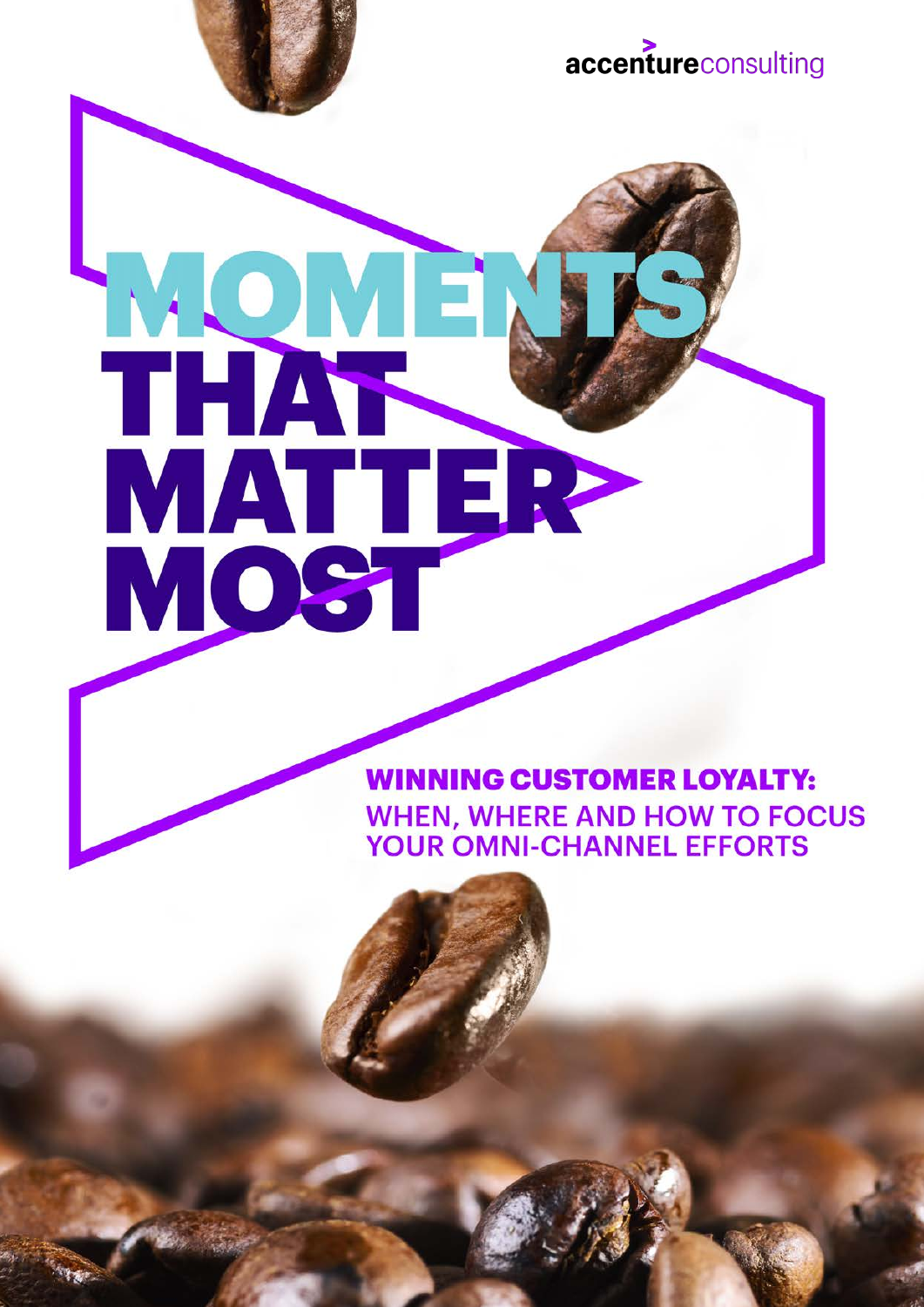accentureconsulting

# MOMENTS THAT MATTER MOST

## WINNING CUSTOMER LOYALTY:

### WHEN, WHERE AND HOW TO FOCUS YOUR OMNI-CHANNEL EFFORTS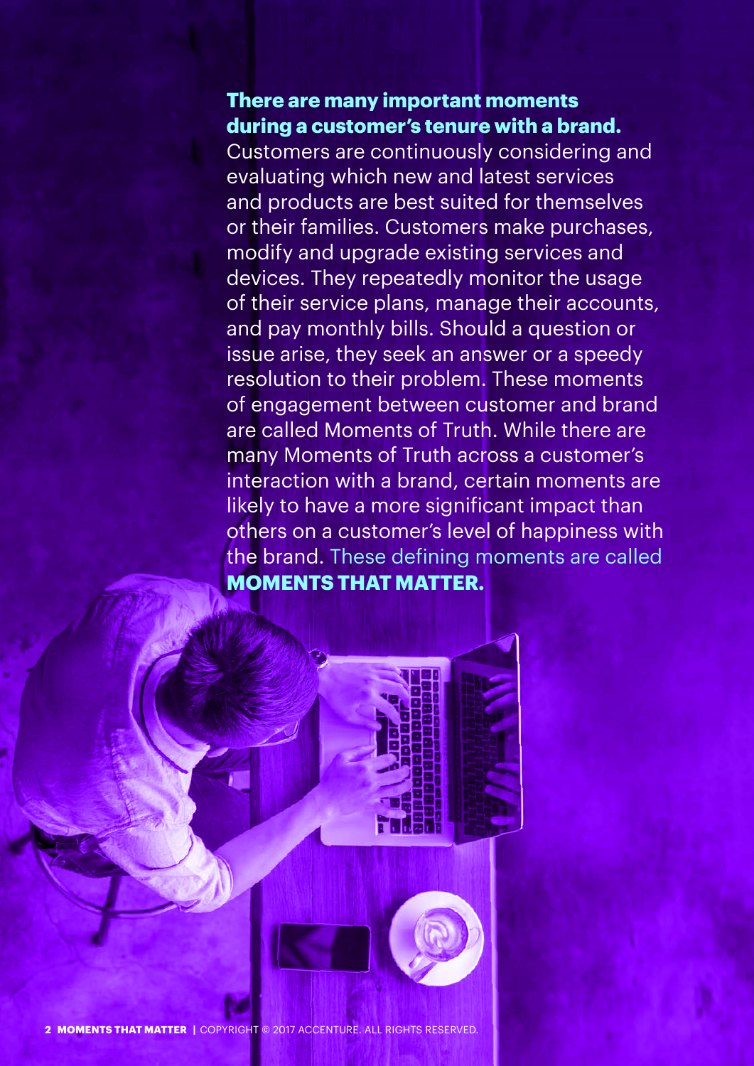**There are many important moments during a customer's tenure with a brand.** Customers are continuously considering and evaluating which new and latest services and products are best suited for themselves or their families. Customers make purchases, modify and upgrade existing services and devices. They repeatedly monitor the usage of their service plans, manage their accounts, and pay monthly bills. Should a question or issue arise, they seek an answer or a speedy resolution to their problem. These moments of engagement between customer and brand are called Moments of Truth. While there are many Moments of Truth across a customer's interaction with a brand, certain moments are likely to have a more significant impact than others on a customer's level of happiness with the brand. These defining moments are called **MOMENTS THAT MATTER.**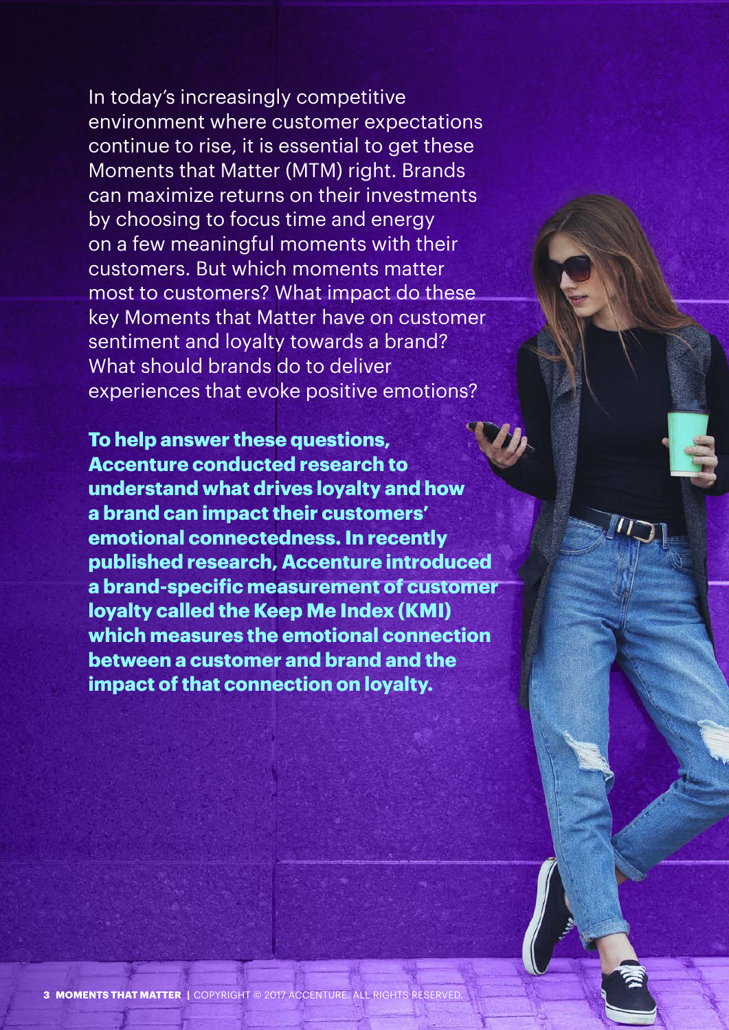In today's increasingly competitive environment where customer expectations continue to rise, it is essential to get these Moments that Matter (MTM) right. Brands can maximize returns on their investments by choosing to focus time and energy on a few meaningful moments with their customers. But which moments matter most to customers? What impact do these key Moments that Matter have on customer sentiment and loyalty towards a brand? What should brands do to deliver experiences that evoke positive emotions?

**To help answer these questions, Accenture conducted research to understand what drives loyalty and how a brand can impact their customers' emotional connectedness. In recently published research, Accenture introduced a brand-specific measurement of customer loyalty called the Keep Me Index (KMI) which measures the emotional connection between a customer and brand and the impact of that connection on loyalty.**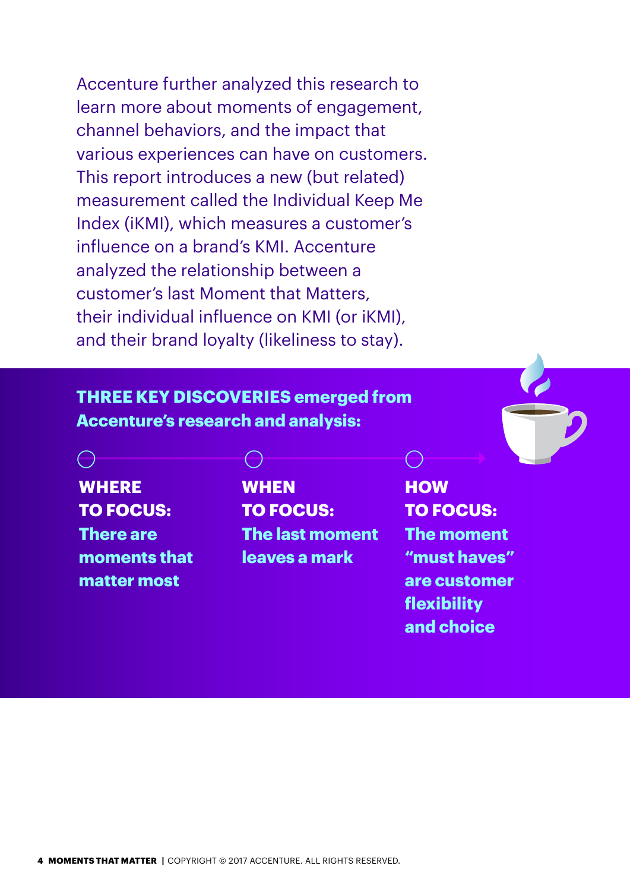Accenture further analyzed this research to learn more about moments of engagement, channel behaviors, and the impact that various experiences can have on customers. This report introduces a new (but related) measurement called the Individual Keep Me Index (iKMI), which measures a customer's influence on a brand's KMI. Accenture analyzed the relationship between a customer's last Moment that Matters, their individual influence on KMI (or iKMI), and their brand loyalty (likeliness to stay).

## THREE KEY DISCOVERIES emerged from Accenture's research and analysis:

**WHERE TO FOCUS:**
**There are moments that matter most**

**WHEN TO FOCUS:**
**The last moment leaves a mark**

**HOW TO FOCUS:**
**The moment "must haves" are customer flexibility and choice**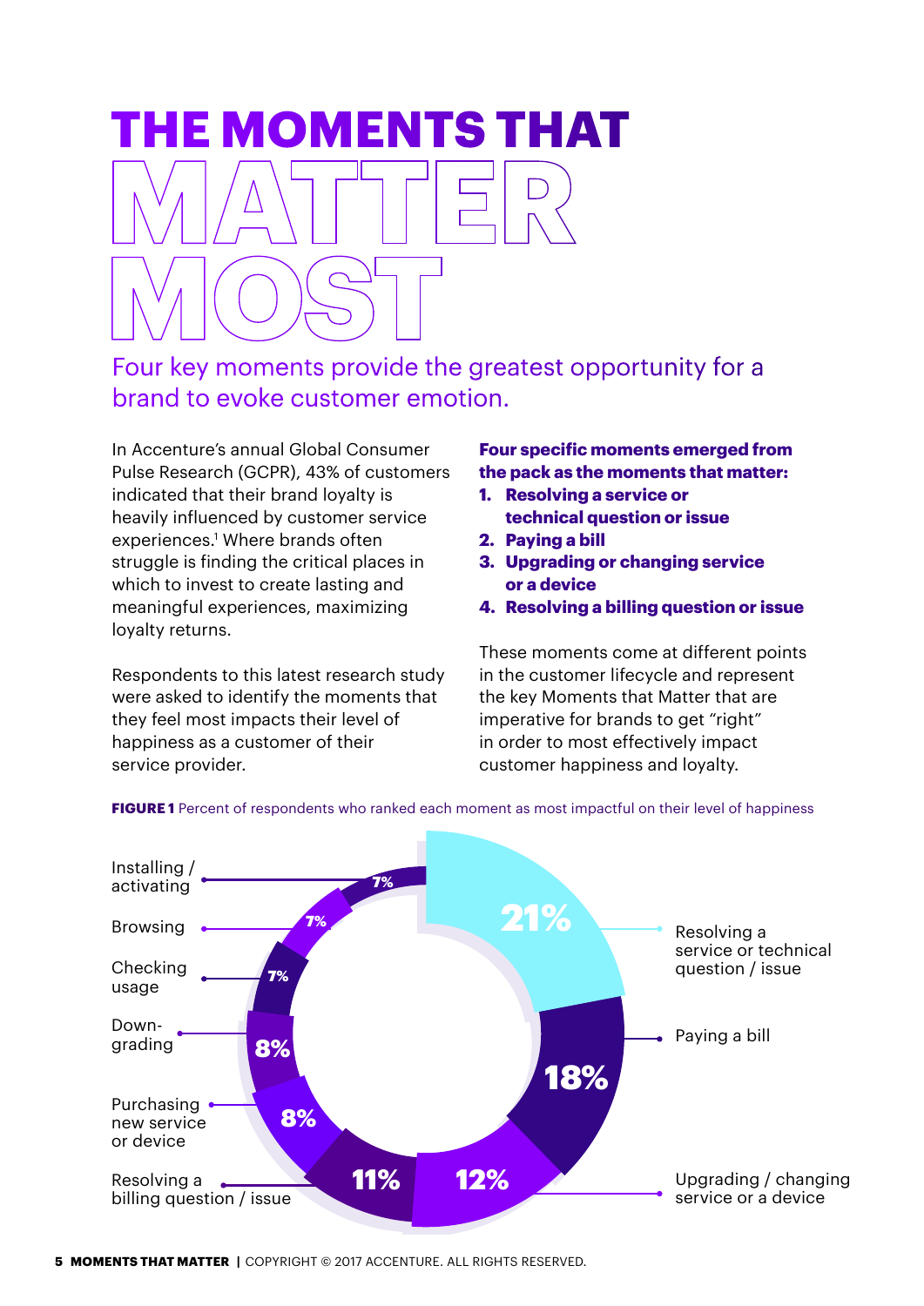# THE MOMENTS THAT MATTER MOST

Four key moments provide the greatest opportunity for a brand to evoke customer emotion.

In Accenture's annual Global Consumer Pulse Research (GCPR), 43% of customers indicated that their brand loyalty is heavily influenced by customer service experiences.[1] Where brands often struggle is finding the critical places in which to invest to create lasting and meaningful experiences, maximizing loyalty returns.

Respondents to this latest research study were asked to identify the moments that they feel most impacts their level of happiness as a customer of their service provider.

**Four specific moments emerged from the pack as the moments that matter:**

1. **Resolving a service or technical question or issue**
2. **Paying a bill**
3. **Upgrading or changing service or a device**
4. **Resolving a billing question or issue**

These moments come at different points in the customer lifecycle and represent the key Moments that Matter that are imperative for brands to get "right" in order to most effectively impact customer happiness and loyalty.

**FIGURE 1** Percent of respondents who ranked each moment as most impactful on their level of happiness

| Moment | Percent |
|---|---|
| Resolving a service or technical question / issue | 21% |
| Paying a bill | 18% |
| Upgrading / changing service or a device | 12% |
| Resolving a billing question / issue | 11% |
| Purchasing new service or device | 8% |
| Down-grading | 8% |
| Checking usage | 7% |
| Browsing | 7% |
| Installing / activating | 7% |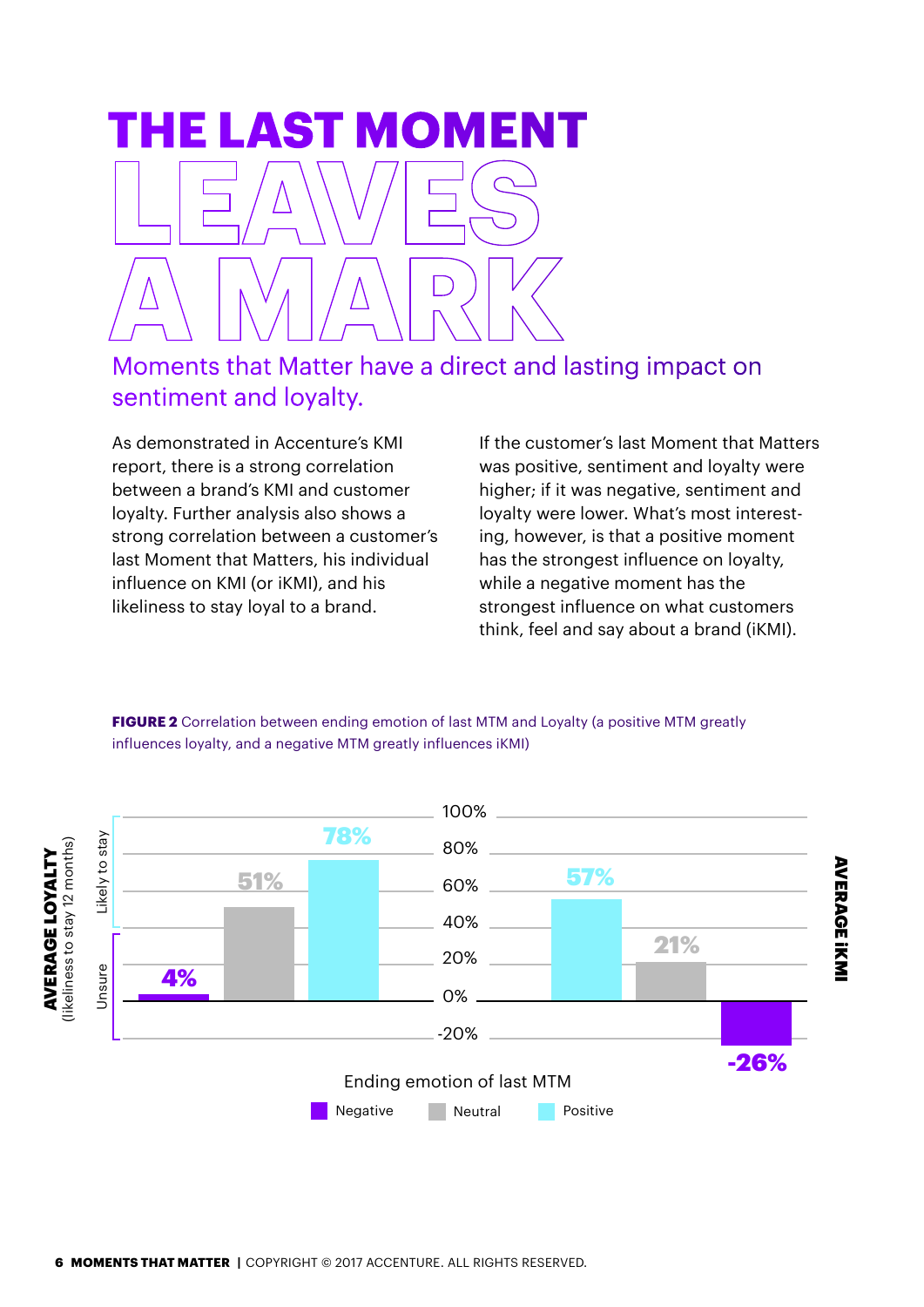# THE LAST MOMENT LEAVES A MARK

## Moments that Matter have a direct and lasting impact on sentiment and loyalty.

As demonstrated in Accenture's KMI report, there is a strong correlation between a brand's KMI and customer loyalty. Further analysis also shows a strong correlation between a customer's last Moment that Matters, his individual influence on KMI (or iKMI), and his likeliness to stay loyal to a brand.

If the customer's last Moment that Matters was positive, sentiment and loyalty were higher; if it was negative, sentiment and loyalty were lower. What's most interesting, however, is that a positive moment has the strongest influence on loyalty, while a negative moment has the strongest influence on what customers think, feel and say about a brand (iKMI).

**FIGURE 2** Correlation between ending emotion of last MTM and Loyalty (a positive MTM greatly influences loyalty, and a negative MTM greatly influences iKMI)

| Ending emotion of last MTM | AVERAGE LOYALTY (likeliness to stay 12 months) | AVERAGE iKMI |
|---|---|---|
| Negative | 4% | -26% |
| Neutral | 51% | 21% |
| Positive | 78% | 57% |

Loyalty axis: Unsure (below ~40%), Likely to stay (above ~40%).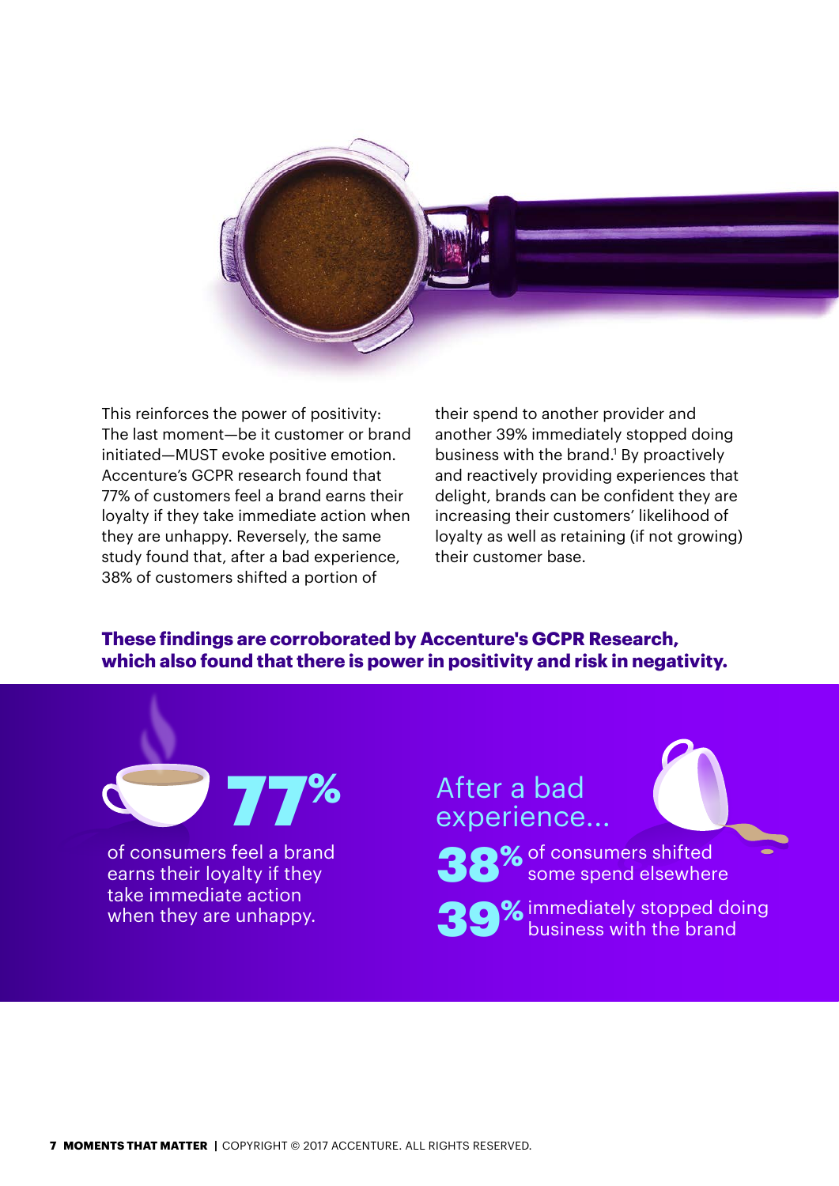This reinforces the power of positivity: The last moment—be it customer or brand initiated—MUST evoke positive emotion. Accenture's GCPR research found that 77% of customers feel a brand earns their loyalty if they take immediate action when they are unhappy. Reversely, the same study found that, after a bad experience, 38% of customers shifted a portion of their spend to another provider and another 39% immediately stopped doing business with the brand.[1] By proactively and reactively providing experiences that delight, brands can be confident they are increasing their customers' likelihood of loyalty as well as retaining (if not growing) their customer base.

**These findings are corroborated by Accenture's GCPR Research, which also found that there is power in positivity and risk in negativity.**

**77%** of consumers feel a brand earns their loyalty if they take immediate action when they are unhappy.

After a bad experience...

**38%** of consumers shifted some spend elsewhere

**39%** immediately stopped doing business with the brand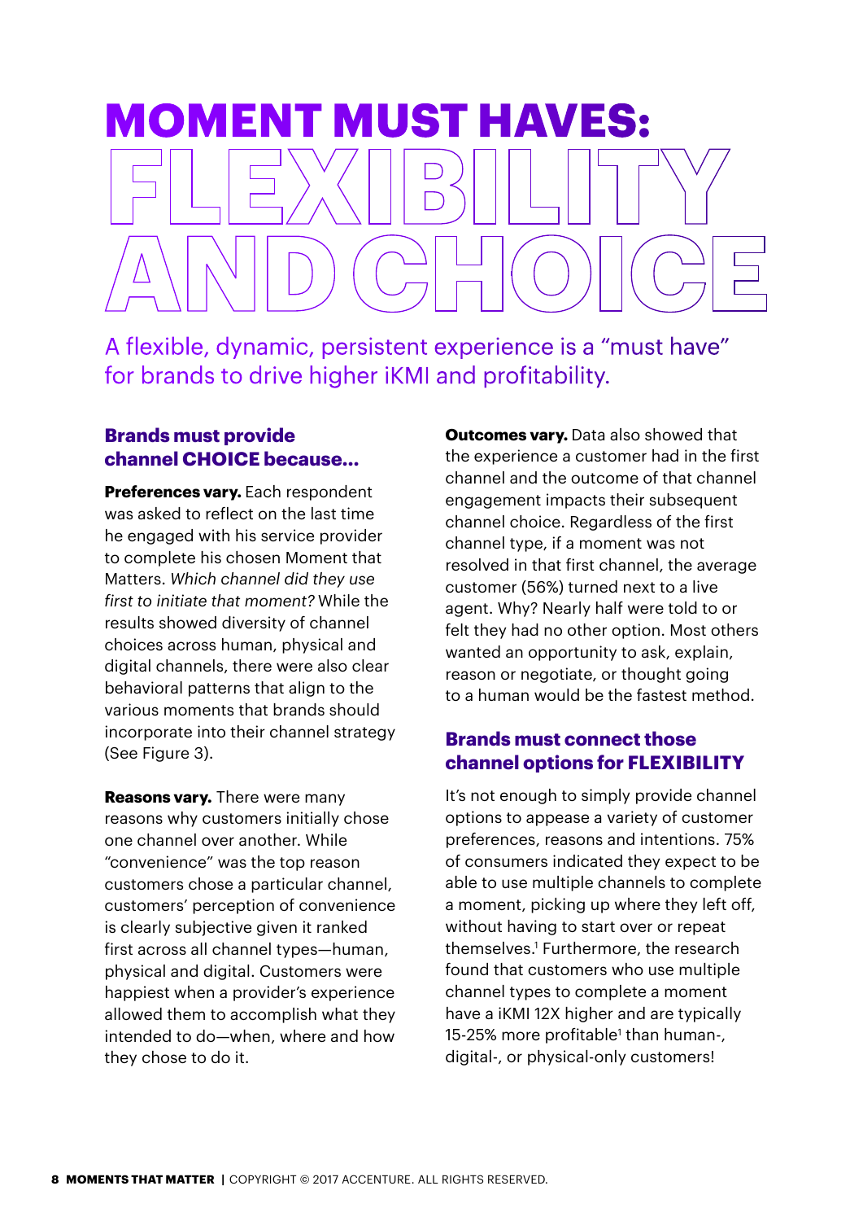# MOMENT MUST HAVES: FLEXIBILITY AND CHOICE

A flexible, dynamic, persistent experience is a "must have" for brands to drive higher iKMI and profitability.

### Brands must provide channel CHOICE because...

**Preferences vary.** Each respondent was asked to reflect on the last time he engaged with his service provider to complete his chosen Moment that Matters. *Which channel did they use first to initiate that moment?* While the results showed diversity of channel choices across human, physical and digital channels, there were also clear behavioral patterns that align to the various moments that brands should incorporate into their channel strategy (See Figure 3).

**Reasons vary.** There were many reasons why customers initially chose one channel over another. While "convenience" was the top reason customers chose a particular channel, customers' perception of convenience is clearly subjective given it ranked first across all channel types—human, physical and digital. Customers were happiest when a provider's experience allowed them to accomplish what they intended to do—when, where and how they chose to do it.

**Outcomes vary.** Data also showed that the experience a customer had in the first channel and the outcome of that channel engagement impacts their subsequent channel choice. Regardless of the first channel type, if a moment was not resolved in that first channel, the average customer (56%) turned next to a live agent. Why? Nearly half were told to or felt they had no other option. Most others wanted an opportunity to ask, explain, reason or negotiate, or thought going to a human would be the fastest method.

### Brands must connect those channel options for FLEXIBILITY

It's not enough to simply provide channel options to appease a variety of customer preferences, reasons and intentions. 75% of consumers indicated they expect to be able to use multiple channels to complete a moment, picking up where they left off, without having to start over or repeat themselves.[1] Furthermore, the research found that customers who use multiple channel types to complete a moment have a iKMI 12X higher and are typically 15-25% more profitable[1] than human-, digital-, or physical-only customers!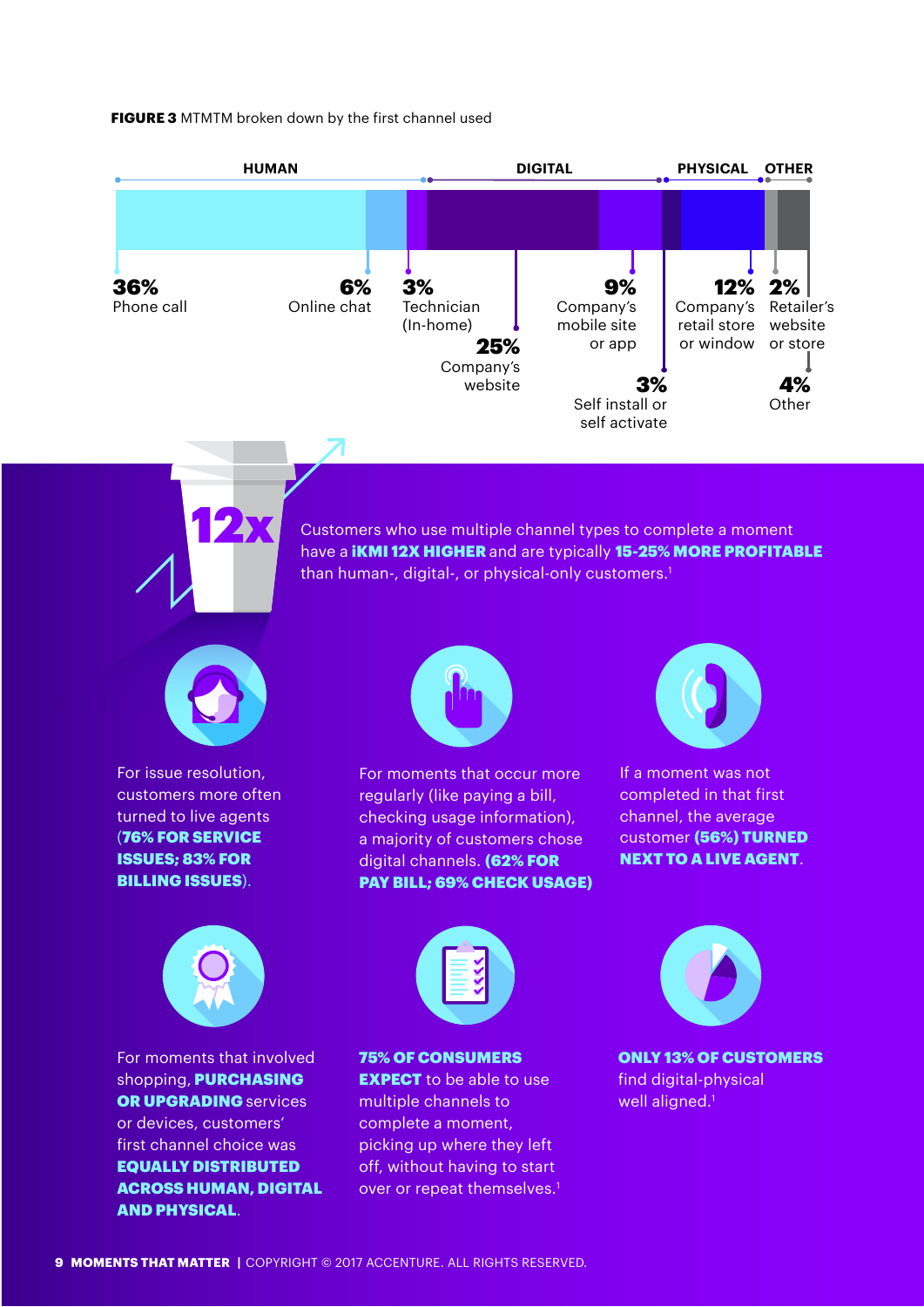**FIGURE 3** MTMTM broken down by the first channel used

| Category | Channel | Share |
|---|---|---|
| HUMAN | Phone call | 36% |
| HUMAN | Online chat | 6% |
| HUMAN | Technician (In-home) | 3% |
| DIGITAL | Company's website | 25% |
| DIGITAL | Company's mobile site or app | 9% |
| DIGITAL | Self install or self activate | 3% |
| PHYSICAL | Company's retail store or window | 12% |
| OTHER | Retailer's website or store | 2% |
| OTHER | Other | 4% |

**12x**

Customers who use multiple channel types to complete a moment have a **iKMI 12X HIGHER** and are typically **15-25% MORE PROFITABLE** than human-, digital-, or physical-only customers.[1]

For issue resolution, customers more often turned to live agents (**76% FOR SERVICE ISSUES; 83% FOR BILLING ISSUES**).

For moments that occur more regularly (like paying a bill, checking usage information), a majority of customers chose digital channels. **(62% FOR PAY BILL; 69% CHECK USAGE)**

If a moment was not completed in that first channel, the average customer **(56%) TURNED NEXT TO A LIVE AGENT**.

For moments that involved shopping, **PURCHASING OR UPGRADING** services or devices, customers' first channel choice was **EQUALLY DISTRIBUTED ACROSS HUMAN, DIGITAL AND PHYSICAL**.

**75% OF CONSUMERS EXPECT** to be able to use multiple channels to complete a moment, picking up where they left off, without having to start over or repeat themselves.[1]

**ONLY 13% OF CUSTOMERS** find digital-physical well aligned.[1]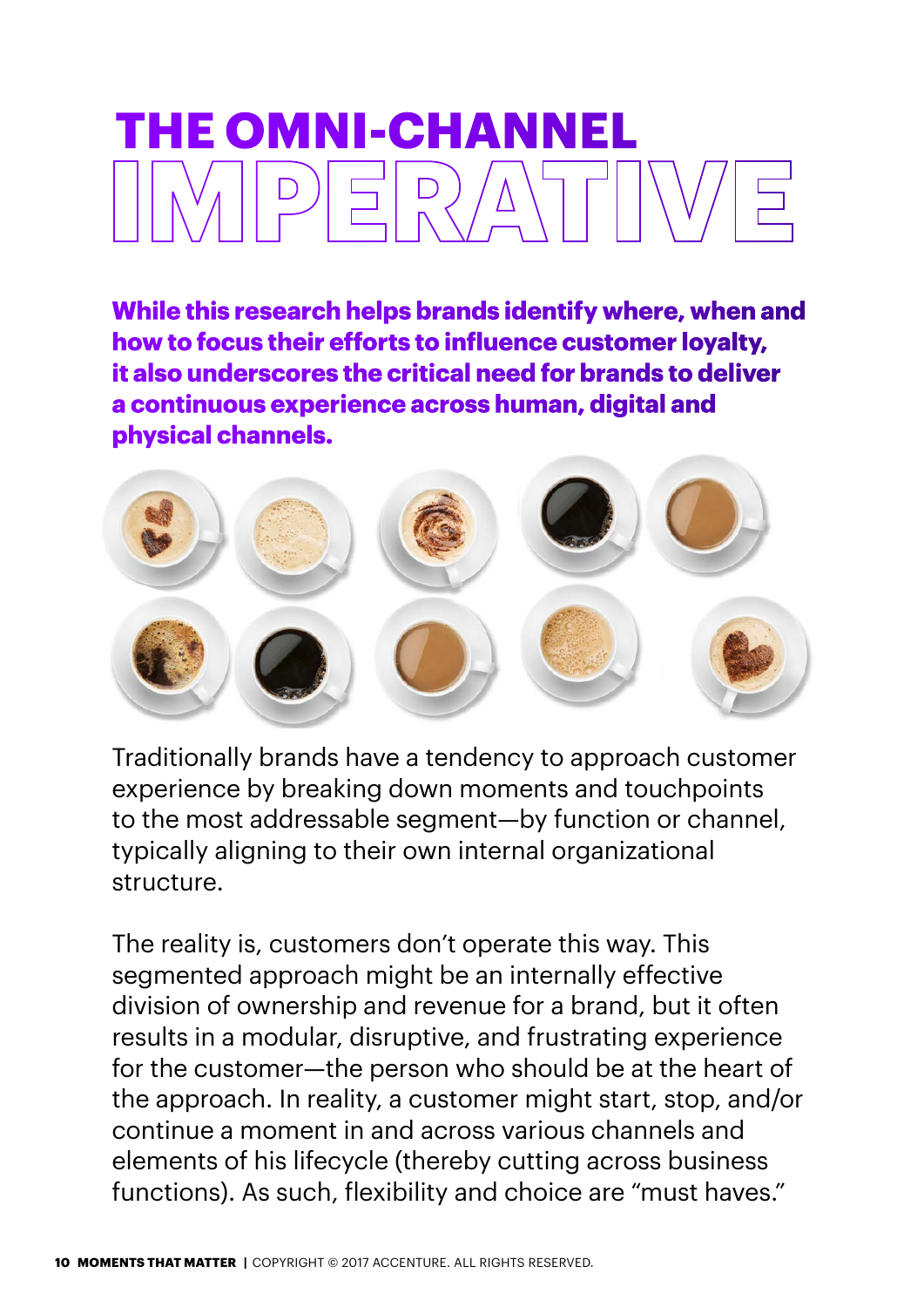# THE OMNI-CHANNEL IMPERATIVE

**While this research helps brands identify where, when and how to focus their efforts to influence customer loyalty, it also underscores the critical need for brands to deliver a continuous experience across human, digital and physical channels.**

Traditionally brands have a tendency to approach customer experience by breaking down moments and touchpoints to the most addressable segment—by function or channel, typically aligning to their own internal organizational structure.

The reality is, customers don't operate this way. This segmented approach might be an internally effective division of ownership and revenue for a brand, but it often results in a modular, disruptive, and frustrating experience for the customer—the person who should be at the heart of the approach. In reality, a customer might start, stop, and/or continue a moment in and across various channels and elements of his lifecycle (thereby cutting across business functions). As such, flexibility and choice are "must haves."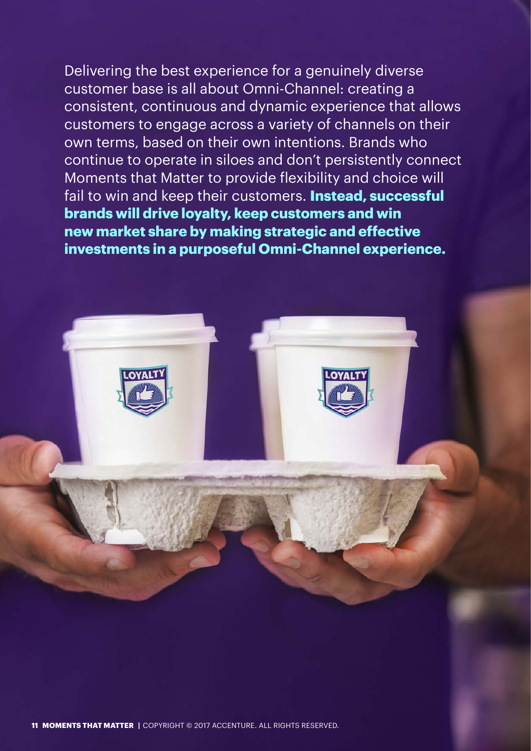Delivering the best experience for a genuinely diverse customer base is all about Omni-Channel: creating a consistent, continuous and dynamic experience that allows customers to engage across a variety of channels on their own terms, based on their own intentions. Brands who continue to operate in siloes and don't persistently connect Moments that Matter to provide flexibility and choice will fail to win and keep their customers. **Instead, successful brands will drive loyalty, keep customers and win new market share by making strategic and effective investments in a purposeful Omni-Channel experience.**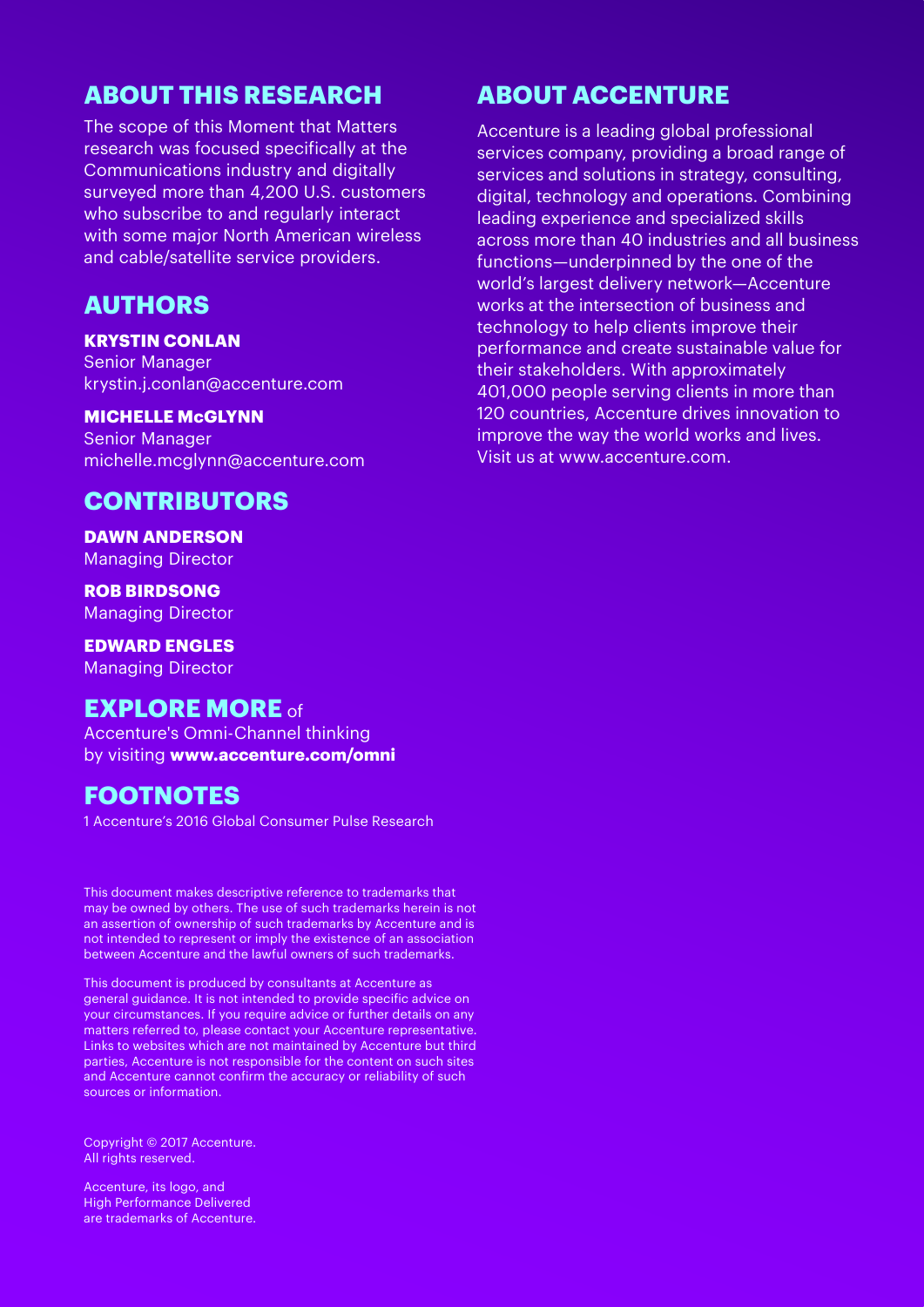## ABOUT THIS RESEARCH

The scope of this Moment that Matters research was focused specifically at the Communications industry and digitally surveyed more than 4,200 U.S. customers who subscribe to and regularly interact with some major North American wireless and cable/satellite service providers.

## AUTHORS

**KRYSTIN CONLAN**
Senior Manager
krystin.j.conlan@accenture.com

**MICHELLE McGLYNN**
Senior Manager
michelle.mcglynn@accenture.com

## CONTRIBUTORS

**DAWN ANDERSON**
Managing Director

**ROB BIRDSONG**
Managing Director

**EDWARD ENGLES**
Managing Director

## EXPLORE MORE of

Accenture's Omni-Channel thinking by visiting **www.accenture.com/omni**

## FOOTNOTES

1 Accenture's 2016 Global Consumer Pulse Research

This document makes descriptive reference to trademarks that may be owned by others. The use of such trademarks herein is not an assertion of ownership of such trademarks by Accenture and is not intended to represent or imply the existence of an association between Accenture and the lawful owners of such trademarks.

This document is produced by consultants at Accenture as general guidance. It is not intended to provide specific advice on your circumstances. If you require advice or further details on any matters referred to, please contact your Accenture representative. Links to websites which are not maintained by Accenture but third parties, Accenture is not responsible for the content on such sites and Accenture cannot confirm the accuracy or reliability of such sources or information.

Copyright © 2017 Accenture.
All rights reserved.

Accenture, its logo, and
High Performance Delivered
are trademarks of Accenture.

## ABOUT ACCENTURE

Accenture is a leading global professional services company, providing a broad range of services and solutions in strategy, consulting, digital, technology and operations. Combining leading experience and specialized skills across more than 40 industries and all business functions—underpinned by the one of the world's largest delivery network—Accenture works at the intersection of business and technology to help clients improve their performance and create sustainable value for their stakeholders. With approximately 401,000 people serving clients in more than 120 countries, Accenture drives innovation to improve the way the world works and lives. Visit us at www.accenture.com.